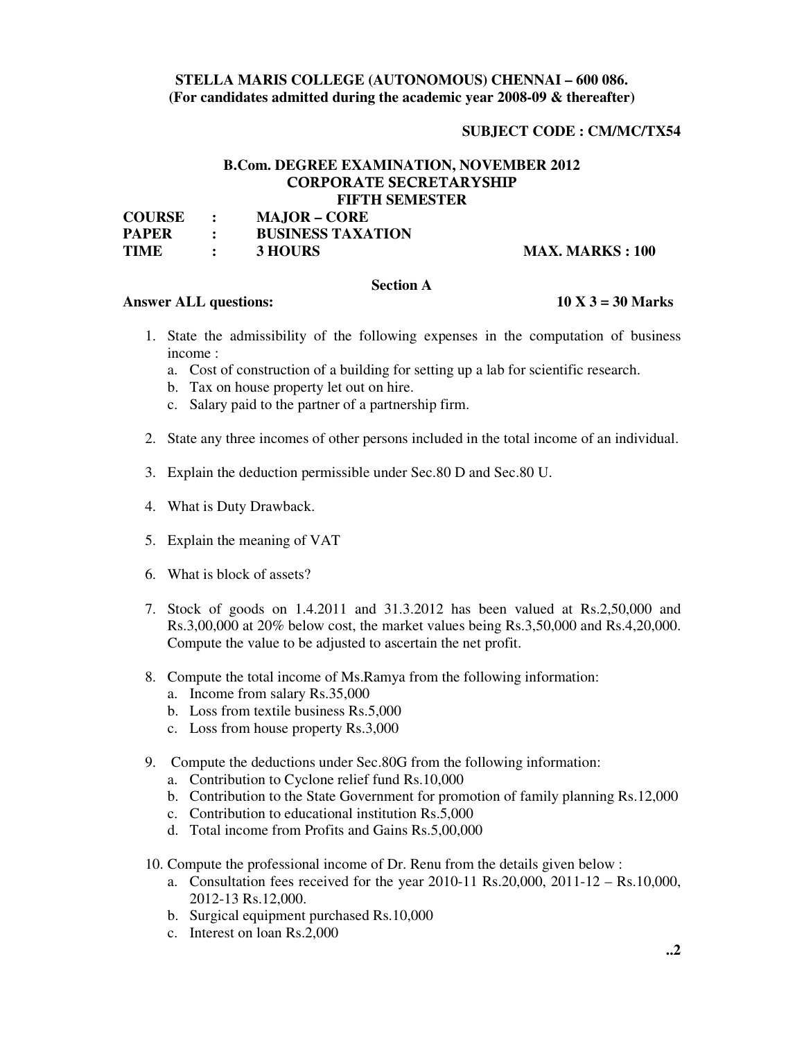**STELLA MARIS COLLEGE (AUTONOMOUS) CHENNAI – 600 086.**
**(For candidates admitted during the academic year 2008-09 & thereafter)**

**SUBJECT CODE : CM/MC/TX54**

**B.Com. DEGREE EXAMINATION, NOVEMBER 2012**
**CORPORATE SECRETARYSHIP**
**FIFTH SEMESTER**

**COURSE : MAJOR – CORE**
**PAPER : BUSINESS TAXATION**
**TIME : 3 HOURS** **MAX. MARKS : 100**

## Section A

**Answer ALL questions:** **10 X 3 = 30 Marks**

1. State the admissibility of the following expenses in the computation of business income :
   a. Cost of construction of a building for setting up a lab for scientific research.
   b. Tax on house property let out on hire.
   c. Salary paid to the partner of a partnership firm.

2. State any three incomes of other persons included in the total income of an individual.

3. Explain the deduction permissible under Sec.80 D and Sec.80 U.

4. What is Duty Drawback.

5. Explain the meaning of VAT

6. What is block of assets?

7. Stock of goods on 1.4.2011 and 31.3.2012 has been valued at Rs.2,50,000 and Rs.3,00,000 at 20% below cost, the market values being Rs.3,50,000 and Rs.4,20,000. Compute the value to be adjusted to ascertain the net profit.

8. Compute the total income of Ms.Ramya from the following information:
   a. Income from salary Rs.35,000
   b. Loss from textile business Rs.5,000
   c. Loss from house property Rs.3,000

9. Compute the deductions under Sec.80G from the following information:
   a. Contribution to Cyclone relief fund Rs.10,000
   b. Contribution to the State Government for promotion of family planning Rs.12,000
   c. Contribution to educational institution Rs.5,000
   d. Total income from Profits and Gains Rs.5,00,000

10. Compute the professional income of Dr. Renu from the details given below :
    a. Consultation fees received for the year 2010-11 Rs.20,000, 2011-12 – Rs.10,000, 2012-13 Rs.12,000.
    b. Surgical equipment purchased Rs.10,000
    c. Interest on loan Rs.2,000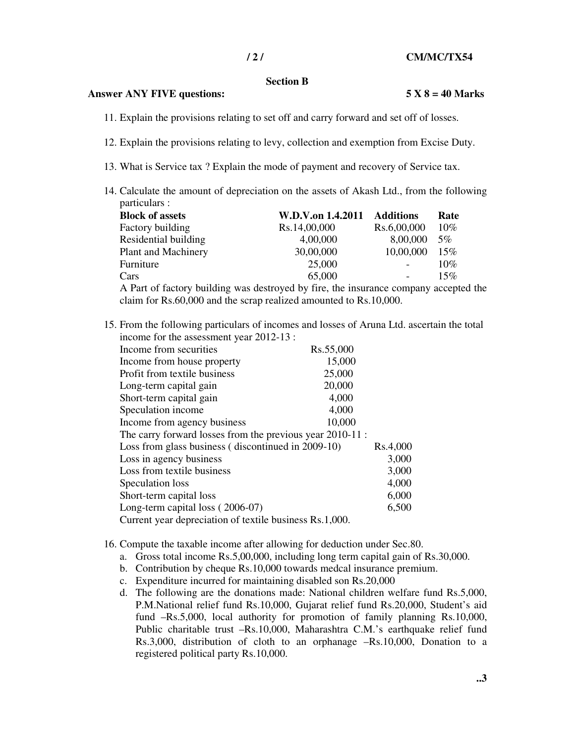## Section B

**Answer ANY FIVE questions:** **5 X 8 = 40 Marks**

11. Explain the provisions relating to set off and carry forward and set off of losses.

12. Explain the provisions relating to levy, collection and exemption from Excise Duty.

13. What is Service tax ? Explain the mode of payment and recovery of Service tax.

14. Calculate the amount of depreciation on the assets of Akash Ltd., from the following particulars :

| Block of assets | W.D.V.on 1.4.2011 | Additions | Rate |
|---|---|---|---|
| Factory building | Rs.14,00,000 | Rs.6,00,000 | 10% |
| Residential building | 4,00,000 | 8,00,000 | 5% |
| Plant and Machinery | 30,00,000 | 10,00,000 | 15% |
| Furniture | 25,000 | - | 10% |
| Cars | 65,000 | - | 15% |

A Part of factory building was destroyed by fire, the insurance company accepted the claim for Rs.60,000 and the scrap realized amounted to Rs.10,000.

15. From the following particulars of incomes and losses of Aruna Ltd. ascertain the total income for the assessment year 2012-13 :

| | | |
|---|---|---|
| Income from securities | Rs.55,000 | |
| Income from house property | 15,000 | |
| Profit from textile business | 25,000 | |
| Long-term capital gain | 20,000 | |
| Short-term capital gain | 4,000 | |
| Speculation income | 4,000 | |
| Income from agency business | 10,000 | |
| The carry forward losses from the previous year 2010-11 : | | |
| Loss from glass business ( discontinued in 2009-10) | | Rs.4,000 |
| Loss in agency business | | 3,000 |
| Loss from textile business | | 3,000 |
| Speculation loss | | 4,000 |
| Short-term capital loss | | 6,000 |
| Long-term capital loss ( 2006-07) | | 6,500 |

Current year depreciation of textile business Rs.1,000.

16. Compute the taxable income after allowing for deduction under Sec.80.
    a. Gross total income Rs.5,00,000, including long term capital gain of Rs.30,000.
    b. Contribution by cheque Rs.10,000 towards medcal insurance premium.
    c. Expenditure incurred for maintaining disabled son Rs.20,000
    d. The following are the donations made: National children welfare fund Rs.5,000, P.M.National relief fund Rs.10,000, Gujarat relief fund Rs.20,000, Student's aid fund –Rs.5,000, local authority for promotion of family planning Rs.10,000, Public charitable trust –Rs.10,000, Maharashtra C.M.'s earthquake relief fund Rs.3,000, distribution of cloth to an orphanage –Rs.10,000, Donation to a registered political party Rs.10,000.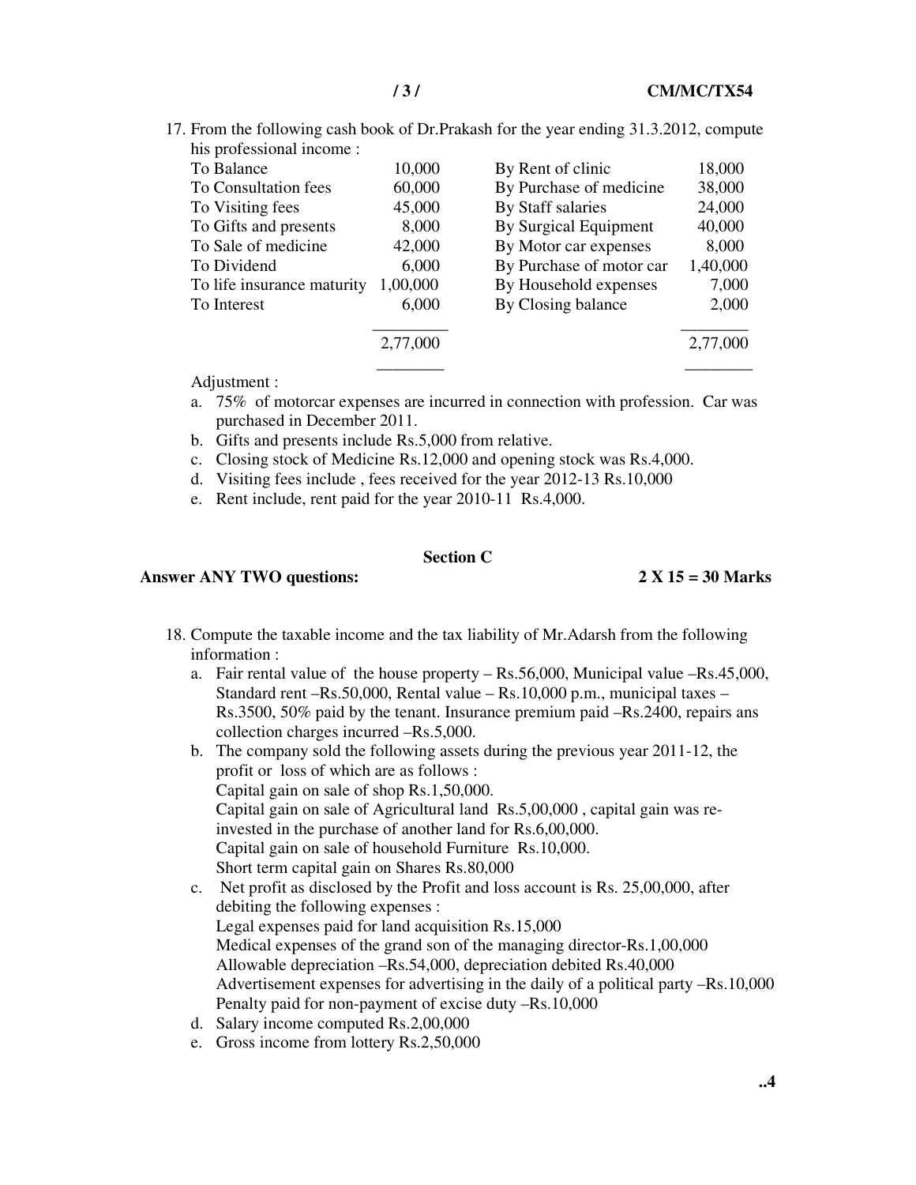17. From the following cash book of Dr.Prakash for the year ending 31.3.2012, compute his professional income :

| | | | |
|---|---|---|---|
| To Balance | 10,000 | By Rent of clinic | 18,000 |
| To Consultation fees | 60,000 | By Purchase of medicine | 38,000 |
| To Visiting fees | 45,000 | By Staff salaries | 24,000 |
| To Gifts and presents | 8,000 | By Surgical Equipment | 40,000 |
| To Sale of medicine | 42,000 | By Motor car expenses | 8,000 |
| To Dividend | 6,000 | By Purchase of motor car | 1,40,000 |
| To life insurance maturity | 1,00,000 | By Household expenses | 7,000 |
| To Interest | 6,000 | By Closing balance | 2,000 |
| | 2,77,000 | | 2,77,000 |

Adjustment :

a. 75% of motorcar expenses are incurred in connection with profession. Car was purchased in December 2011.
b. Gifts and presents include Rs.5,000 from relative.
c. Closing stock of Medicine Rs.12,000 and opening stock was Rs.4,000.
d. Visiting fees include , fees received for the year 2012-13 Rs.10,000
e. Rent include, rent paid for the year 2010-11 Rs.4,000.

## Section C

**Answer ANY TWO questions: 2 X 15 = 30 Marks**

18. Compute the taxable income and the tax liability of Mr.Adarsh from the following information :
    a. Fair rental value of the house property – Rs.56,000, Municipal value –Rs.45,000, Standard rent –Rs.50,000, Rental value – Rs.10,000 p.m., municipal taxes – Rs.3500, 50% paid by the tenant. Insurance premium paid –Rs.2400, repairs ans collection charges incurred –Rs.5,000.
    b. The company sold the following assets during the previous year 2011-12, the profit or loss of which are as follows :
       Capital gain on sale of shop Rs.1,50,000.
       Capital gain on sale of Agricultural land Rs.5,00,000 , capital gain was re-invested in the purchase of another land for Rs.6,00,000.
       Capital gain on sale of household Furniture Rs.10,000.
       Short term capital gain on Shares Rs.80,000
    c. Net profit as disclosed by the Profit and loss account is Rs. 25,00,000, after debiting the following expenses :
       Legal expenses paid for land acquisition Rs.15,000
       Medical expenses of the grand son of the managing director-Rs.1,00,000
       Allowable depreciation –Rs.54,000, depreciation debited Rs.40,000
       Advertisement expenses for advertising in the daily of a political party –Rs.10,000
       Penalty paid for non-payment of excise duty –Rs.10,000
    d. Salary income computed Rs.2,00,000
    e. Gross income from lottery Rs.2,50,000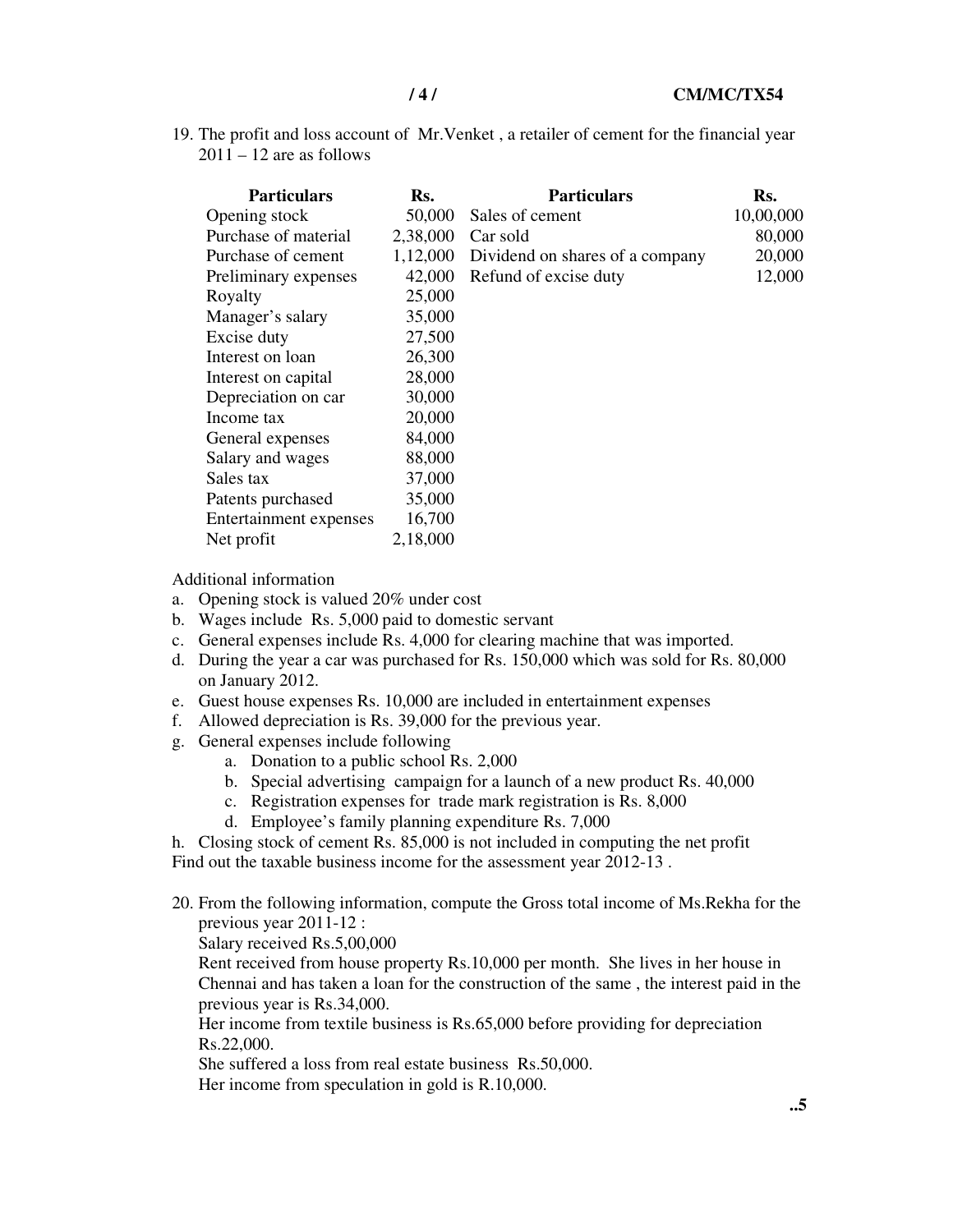19. The profit and loss account of Mr.Venket , a retailer of cement for the financial year 2011 – 12 are as follows

| Particulars | Rs. | Particulars | Rs. |
|---|---|---|---|
| Opening stock | 50,000 | Sales of cement | 10,00,000 |
| Purchase of material | 2,38,000 | Car sold | 80,000 |
| Purchase of cement | 1,12,000 | Dividend on shares of a company | 20,000 |
| Preliminary expenses | 42,000 | Refund of excise duty | 12,000 |
| Royalty | 25,000 | | |
| Manager's salary | 35,000 | | |
| Excise duty | 27,500 | | |
| Interest on loan | 26,300 | | |
| Interest on capital | 28,000 | | |
| Depreciation on car | 30,000 | | |
| Income tax | 20,000 | | |
| General expenses | 84,000 | | |
| Salary and wages | 88,000 | | |
| Sales tax | 37,000 | | |
| Patents purchased | 35,000 | | |
| Entertainment expenses | 16,700 | | |
| Net profit | 2,18,000 | | |

Additional information

a. Opening stock is valued 20% under cost
b. Wages include Rs. 5,000 paid to domestic servant
c. General expenses include Rs. 4,000 for clearing machine that was imported.
d. During the year a car was purchased for Rs. 150,000 which was sold for Rs. 80,000 on January 2012.
e. Guest house expenses Rs. 10,000 are included in entertainment expenses
f. Allowed depreciation is Rs. 39,000 for the previous year.
g. General expenses include following
    a. Donation to a public school Rs. 2,000
    b. Special advertising campaign for a launch of a new product Rs. 40,000
    c. Registration expenses for trade mark registration is Rs. 8,000
    d. Employee's family planning expenditure Rs. 7,000
h. Closing stock of cement Rs. 85,000 is not included in computing the net profit

Find out the taxable business income for the assessment year 2012-13 .

20. From the following information, compute the Gross total income of Ms.Rekha for the previous year 2011-12 :

Salary received Rs.5,00,000

Rent received from house property Rs.10,000 per month. She lives in her house in Chennai and has taken a loan for the construction of the same , the interest paid in the previous year is Rs.34,000.

Her income from textile business is Rs.65,000 before providing for depreciation Rs.22,000.

She suffered a loss from real estate business Rs.50,000.

Her income from speculation in gold is R.10,000.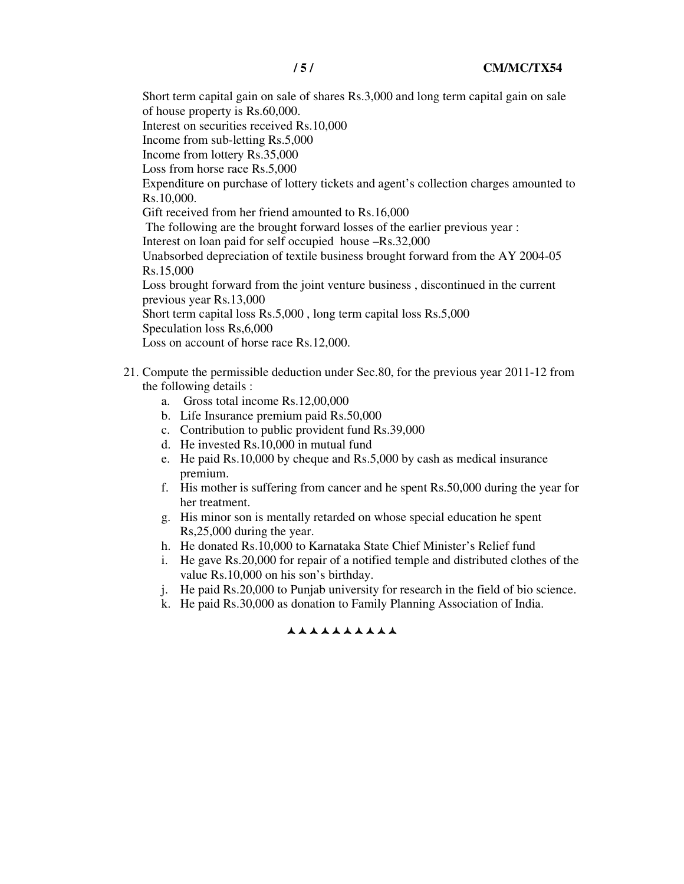Short term capital gain on sale of shares Rs.3,000 and long term capital gain on sale of house property is Rs.60,000.

Interest on securities received Rs.10,000

Income from sub-letting Rs.5,000

Income from lottery Rs.35,000

Loss from horse race Rs.5,000

Expenditure on purchase of lottery tickets and agent's collection charges amounted to Rs.10,000.

Gift received from her friend amounted to Rs.16,000

The following are the brought forward losses of the earlier previous year :

Interest on loan paid for self occupied house –Rs.32,000

Unabsorbed depreciation of textile business brought forward from the AY 2004-05 Rs.15,000

Loss brought forward from the joint venture business , discontinued in the current previous year Rs.13,000

Short term capital loss Rs.5,000 , long term capital loss Rs.5,000

Speculation loss Rs,6,000

Loss on account of horse race Rs.12,000.

21. Compute the permissible deduction under Sec.80, for the previous year 2011-12 from the following details :
    a. Gross total income Rs.12,00,000
    b. Life Insurance premium paid Rs.50,000
    c. Contribution to public provident fund Rs.39,000
    d. He invested Rs.10,000 in mutual fund
    e. He paid Rs.10,000 by cheque and Rs.5,000 by cash as medical insurance premium.
    f. His mother is suffering from cancer and he spent Rs.50,000 during the year for her treatment.
    g. His minor son is mentally retarded on whose special education he spent Rs,25,000 during the year.
    h. He donated Rs.10,000 to Karnataka State Chief Minister's Relief fund
    i. He gave Rs.20,000 for repair of a notified temple and distributed clothes of the value Rs.10,000 on his son's birthday.
    j. He paid Rs.20,000 to Punjab university for research in the field of bio science.
    k. He paid Rs.30,000 as donation to Family Planning Association of India.